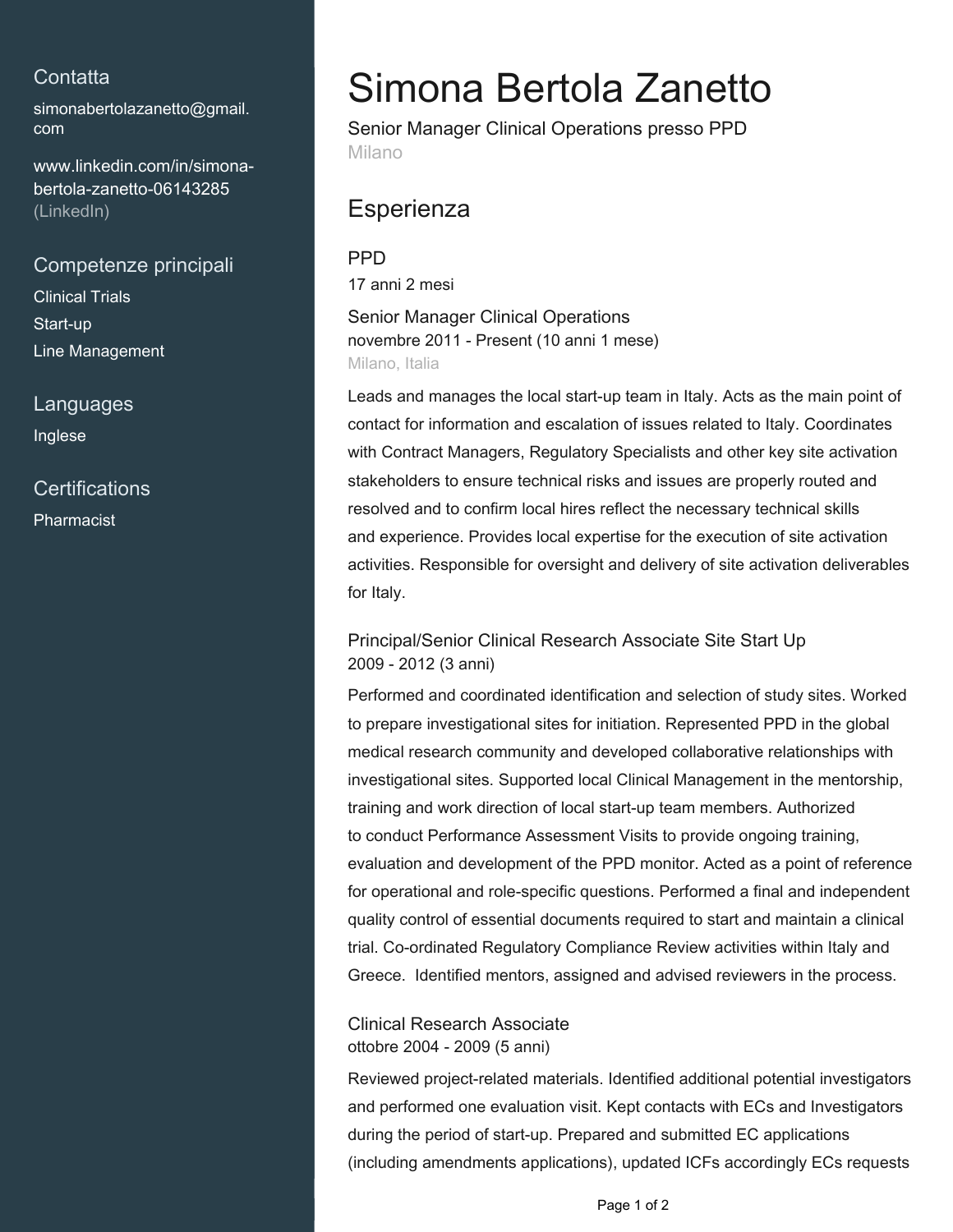## Contatta

simonabertolazanetto@gmail.com

www.linkedin.com/in/simona-bertola-zanetto-06143285 (LinkedIn)

## Competenze principali

Clinical Trials
Start-up
Line Management

## Languages

Inglese

## Certifications

Pharmacist

# Simona Bertola Zanetto

Senior Manager Clinical Operations presso PPD
Milano

## Esperienza

### PPD

17 anni 2 mesi

**Senior Manager Clinical Operations**
novembre 2011 - Present (10 anni 1 mese)
Milano, Italia

Leads and manages the local start-up team in Italy. Acts as the main point of contact for information and escalation of issues related to Italy. Coordinates with Contract Managers, Regulatory Specialists and other key site activation stakeholders to ensure technical risks and issues are properly routed and resolved and to confirm local hires reflect the necessary technical skills and experience. Provides local expertise for the execution of site activation activities. Responsible for oversight and delivery of site activation deliverables for Italy.

**Principal/Senior Clinical Research Associate Site Start Up**
2009 - 2012 (3 anni)

Performed and coordinated identification and selection of study sites. Worked to prepare investigational sites for initiation. Represented PPD in the global medical research community and developed collaborative relationships with investigational sites. Supported local Clinical Management in the mentorship, training and work direction of local start-up team members. Authorized to conduct Performance Assessment Visits to provide ongoing training, evaluation and development of the PPD monitor. Acted as a point of reference for operational and role-specific questions. Performed a final and independent quality control of essential documents required to start and maintain a clinical trial. Co-ordinated Regulatory Compliance Review activities within Italy and Greece. Identified mentors, assigned and advised reviewers in the process.

**Clinical Research Associate**
ottobre 2004 - 2009 (5 anni)

Reviewed project-related materials. Identified additional potential investigators and performed one evaluation visit. Kept contacts with ECs and Investigators during the period of start-up. Prepared and submitted EC applications (including amendments applications), updated ICFs accordingly ECs requests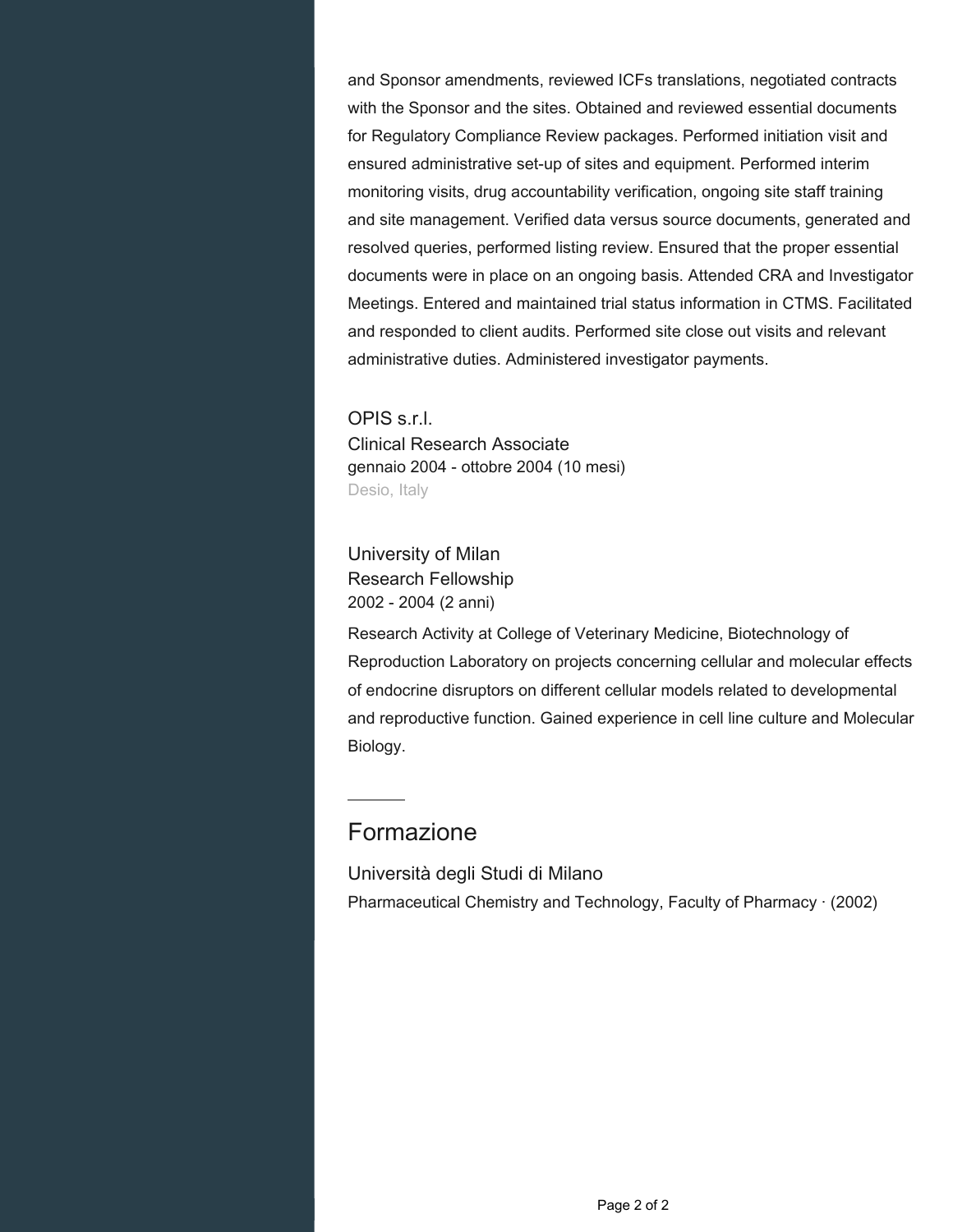and Sponsor amendments, reviewed ICFs translations, negotiated contracts with the Sponsor and the sites. Obtained and reviewed essential documents for Regulatory Compliance Review packages. Performed initiation visit and ensured administrative set-up of sites and equipment. Performed interim monitoring visits, drug accountability verification, ongoing site staff training and site management. Verified data versus source documents, generated and resolved queries, performed listing review. Ensured that the proper essential documents were in place on an ongoing basis. Attended CRA and Investigator Meetings. Entered and maintained trial status information in CTMS. Facilitated and responded to client audits. Performed site close out visits and relevant administrative duties. Administered investigator payments.

### OPIS s.r.l.

Clinical Research Associate
gennaio 2004 - ottobre 2004 (10 mesi)
Desio, Italy

### University of Milan

Research Fellowship
2002 - 2004 (2 anni)

Research Activity at College of Veterinary Medicine, Biotechnology of Reproduction Laboratory on projects concerning cellular and molecular effects of endocrine disruptors on different cellular models related to developmental and reproductive function. Gained experience in cell line culture and Molecular Biology.

## Formazione

### Università degli Studi di Milano

Pharmaceutical Chemistry and Technology, Faculty of Pharmacy · (2002)